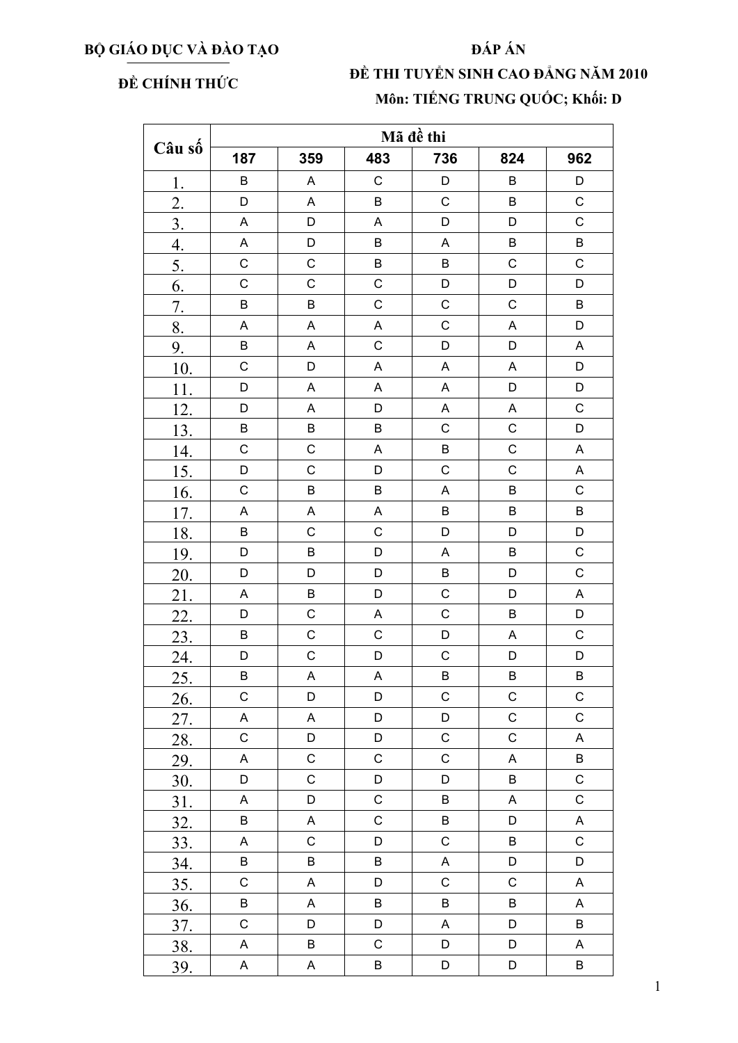**BỘ GIÁO DỤC VÀ ĐÀO TẠO**

**ĐỀ CHÍNH THỨC**

**ĐÁP ÁN**
**ĐỀ THI TUYỂN SINH CAO ĐẲNG NĂM 2010**
**Môn: TIẾNG TRUNG QUỐC; Khối: D**

| Câu số | Mã đề thi | | | | | |
|---|---|---|---|---|---|---|
| | 187 | 359 | 483 | 736 | 824 | 962 |
| 1. | B | A | C | D | B | D |
| 2. | D | A | B | C | B | C |
| 3. | A | D | A | D | D | C |
| 4. | A | D | B | A | B | B |
| 5. | C | C | B | B | C | C |
| 6. | C | C | C | D | D | D |
| 7. | B | B | C | C | C | B |
| 8. | A | A | A | C | A | D |
| 9. | B | A | C | D | D | A |
| 10. | C | D | A | A | A | D |
| 11. | D | A | A | A | D | D |
| 12. | D | A | D | A | A | C |
| 13. | B | B | B | C | C | D |
| 14. | C | C | A | B | C | A |
| 15. | D | C | D | C | C | A |
| 16. | C | B | B | A | B | C |
| 17. | A | A | A | B | B | B |
| 18. | B | C | C | D | D | D |
| 19. | D | B | D | A | B | C |
| 20. | D | D | D | B | D | C |
| 21. | A | B | D | C | D | A |
| 22. | D | C | A | C | B | D |
| 23. | B | C | C | D | A | C |
| 24. | D | C | D | C | D | D |
| 25. | B | A | A | B | B | B |
| 26. | C | D | D | C | C | C |
| 27. | A | A | D | D | C | C |
| 28. | C | D | D | C | C | A |
| 29. | A | C | C | C | A | B |
| 30. | D | C | D | D | B | C |
| 31. | A | D | C | B | A | C |
| 32. | B | A | C | B | D | A |
| 33. | A | C | D | C | B | C |
| 34. | B | B | B | A | D | D |
| 35. | C | A | D | C | C | A |
| 36. | B | A | B | B | B | A |
| 37. | C | D | D | A | D | B |
| 38. | A | B | C | D | D | A |
| 39. | A | A | B | D | D | B |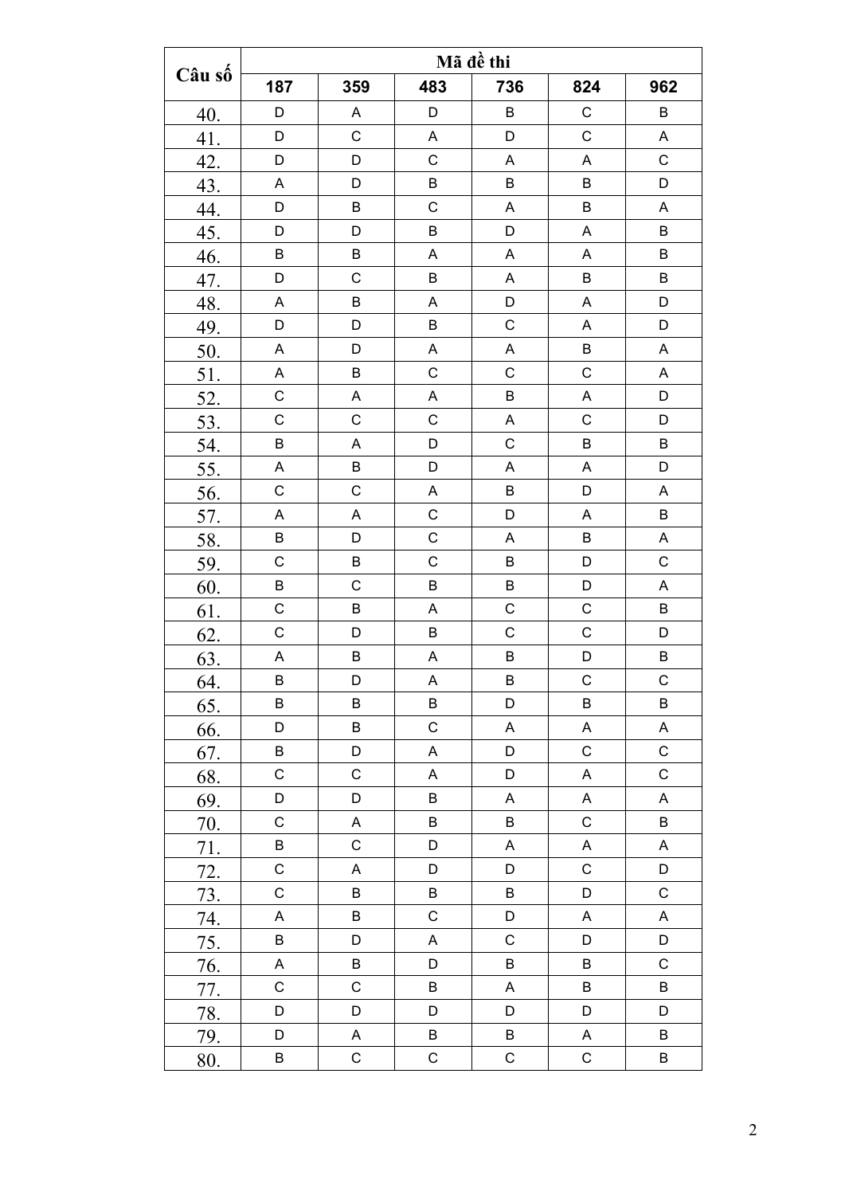| Câu số | Mã đề thi | | | | | |
|---|---|---|---|---|---|---|
| | 187 | 359 | 483 | 736 | 824 | 962 |
| 40. | D | A | D | B | C | B |
| 41. | D | C | A | D | C | A |
| 42. | D | D | C | A | A | C |
| 43. | A | D | B | B | B | D |
| 44. | D | B | C | A | B | A |
| 45. | D | D | B | D | A | B |
| 46. | B | B | A | A | A | B |
| 47. | D | C | B | A | B | B |
| 48. | A | B | A | D | A | D |
| 49. | D | D | B | C | A | D |
| 50. | A | D | A | A | B | A |
| 51. | A | B | C | C | C | A |
| 52. | C | A | A | B | A | D |
| 53. | C | C | C | A | C | D |
| 54. | B | A | D | C | B | B |
| 55. | A | B | D | A | A | D |
| 56. | C | C | A | B | D | A |
| 57. | A | A | C | D | A | B |
| 58. | B | D | C | A | B | A |
| 59. | C | B | C | B | D | C |
| 60. | B | C | B | B | D | A |
| 61. | C | B | A | C | C | B |
| 62. | C | D | B | C | C | D |
| 63. | A | B | A | B | D | B |
| 64. | B | D | A | B | C | C |
| 65. | B | B | B | D | B | B |
| 66. | D | B | C | A | A | A |
| 67. | B | D | A | D | C | C |
| 68. | C | C | A | D | A | C |
| 69. | D | D | B | A | A | A |
| 70. | C | A | B | B | C | B |
| 71. | B | C | D | A | A | A |
| 72. | C | A | D | D | C | D |
| 73. | C | B | B | B | D | C |
| 74. | A | B | C | D | A | A |
| 75. | B | D | A | C | D | D |
| 76. | A | B | D | B | B | C |
| 77. | C | C | B | A | B | B |
| 78. | D | D | D | D | D | D |
| 79. | D | A | B | B | A | B |
| 80. | B | C | C | C | C | B |